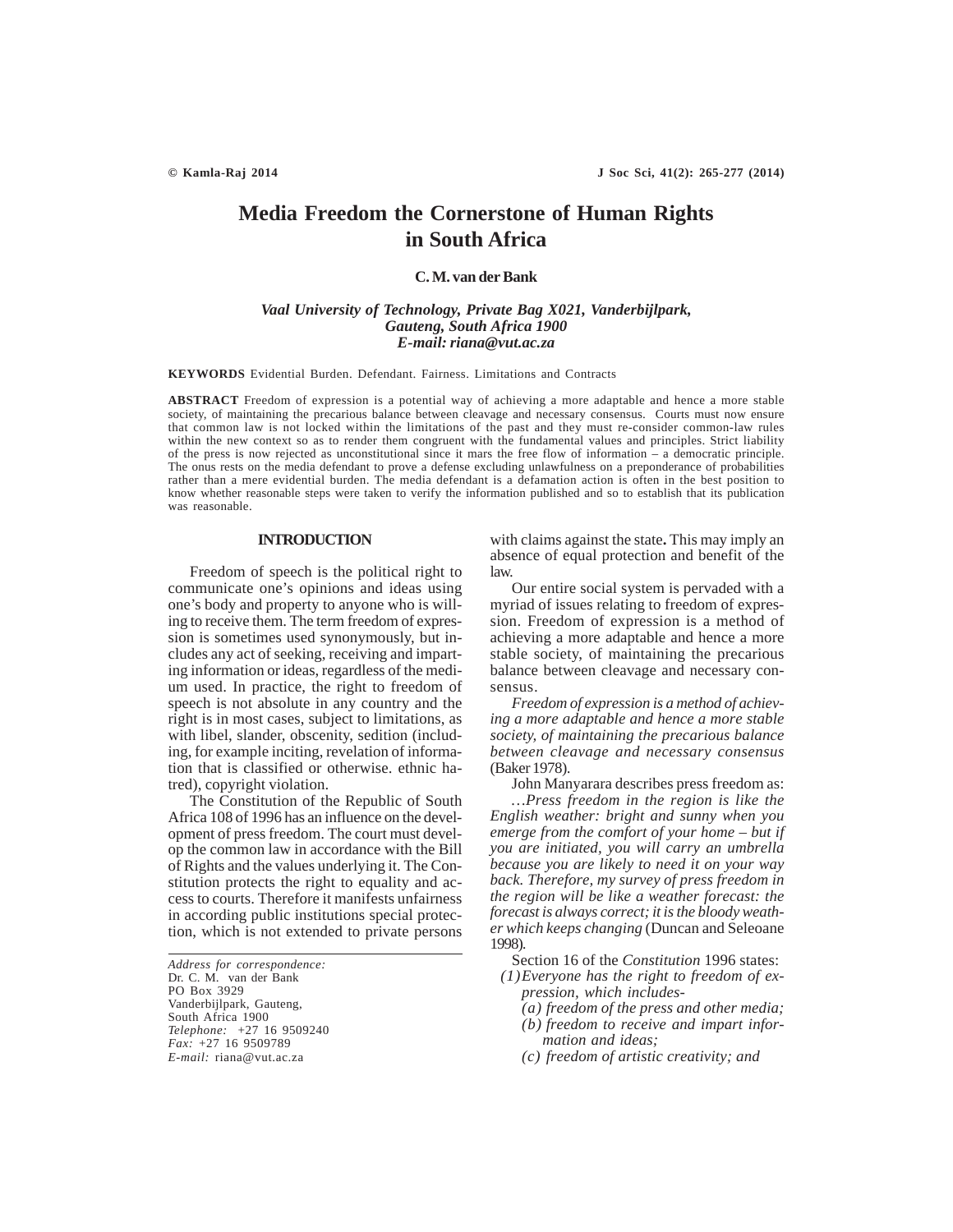# Media Freedom the Cornerstone of Human Rights in South Africa

**C. M. van der Bank**

*Vaal University of Technology, Private Bag X021, Vanderbijlpark, Gauteng, South Africa 1900*
*E-mail: riana@vut.ac.za*

**KEYWORDS** Evidential Burden. Defendant. Fairness. Limitations and Contracts

**ABSTRACT** Freedom of expression is a potential way of achieving a more adaptable and hence a more stable society, of maintaining the precarious balance between cleavage and necessary consensus. Courts must now ensure that common law is not locked within the limitations of the past and they must re-consider common-law rules within the new context so as to render them congruent with the fundamental values and principles. Strict liability of the press is now rejected as unconstitutional since it mars the free flow of information – a democratic principle. The onus rests on the media defendant to prove a defense excluding unlawfulness on a preponderance of probabilities rather than a mere evidential burden. The media defendant is a defamation action is often in the best position to know whether reasonable steps were taken to verify the information published and so to establish that its publication was reasonable.

## INTRODUCTION

Freedom of speech is the political right to communicate one's opinions and ideas using one's body and property to anyone who is willing to receive them. The term freedom of expression is sometimes used synonymously, but includes any act of seeking, receiving and imparting information or ideas, regardless of the medium used. In practice, the right to freedom of speech is not absolute in any country and the right is in most cases, subject to limitations, as with libel, slander, obscenity, sedition (including, for example inciting, revelation of information that is classified or otherwise. ethnic hatred), copyright violation.

The Constitution of the Republic of South Africa 108 of 1996 has an influence on the development of press freedom. The court must develop the common law in accordance with the Bill of Rights and the values underlying it. The Constitution protects the right to equality and access to courts. Therefore it manifests unfairness in according public institutions special protection, which is not extended to private persons with claims against the state**.** This may imply an absence of equal protection and benefit of the law.

Our entire social system is pervaded with a myriad of issues relating to freedom of expression. Freedom of expression is a method of achieving a more adaptable and hence a more stable society, of maintaining the precarious balance between cleavage and necessary consensus.

*Freedom of expression is a method of achieving a more adaptable and hence a more stable society, of maintaining the precarious balance between cleavage and necessary consensus* (Baker 1978).

John Manyarara describes press freedom as:

*…Press freedom in the region is like the English weather: bright and sunny when you emerge from the comfort of your home – but if you are initiated, you will carry an umbrella because you are likely to need it on your way back. Therefore, my survey of press freedom in the region will be like a weather forecast: the forecast is always correct; it is the bloody weather which keeps changing* (Duncan and Seleoane 1998).

Section 16 of the *Constitution* 1996 states:

*(1) Everyone has the right to freedom of expression, which includes-*
- *(a) freedom of the press and other media;*
- *(b) freedom to receive and impart information and ideas;*
- *(c) freedom of artistic creativity; and*

---

*Address for correspondence:*
Dr. C. M. van der Bank
PO Box 3929
Vanderbijlpark, Gauteng,
South Africa 1900
*Telephone:* +27 16 9509240
*Fax:* +27 16 9509789
*E-mail:* riana@vut.ac.za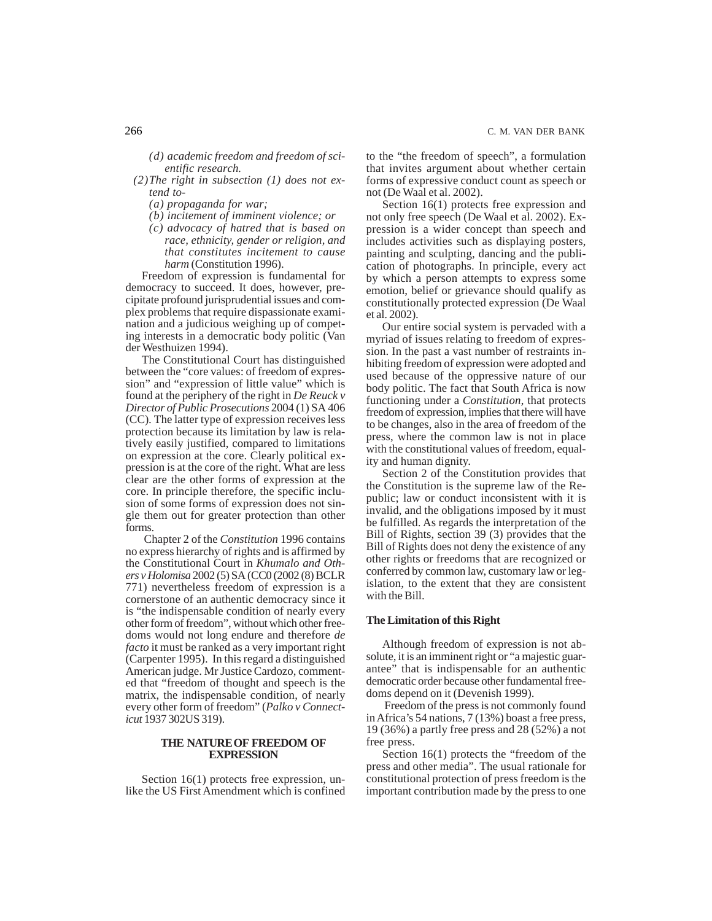*(d) academic freedom and freedom of scientific research.*

*(2) The right in subsection (1) does not extend to-*

*(a) propaganda for war;*

*(b) incitement of imminent violence; or*

*(c) advocacy of hatred that is based on race, ethnicity, gender or religion, and that constitutes incitement to cause harm* (Constitution 1996).

Freedom of expression is fundamental for democracy to succeed. It does, however, precipitate profound jurisprudential issues and complex problems that require dispassionate examination and a judicious weighing up of competing interests in a democratic body politic (Van der Westhuizen 1994).

The Constitutional Court has distinguished between the "core values: of freedom of expression" and "expression of little value" which is found at the periphery of the right in *De Reuck v Director of Public Prosecutions* 2004 (1) SA 406 (CC). The latter type of expression receives less protection because its limitation by law is relatively easily justified, compared to limitations on expression at the core. Clearly political expression is at the core of the right. What are less clear are the other forms of expression at the core. In principle therefore, the specific inclusion of some forms of expression does not single them out for greater protection than other forms.

Chapter 2 of the *Constitution* 1996 contains no express hierarchy of rights and is affirmed by the Constitutional Court in *Khumalo and Others v Holomisa* 2002 (5) SA (CC0 (2002 (8) BCLR 771) nevertheless freedom of expression is a cornerstone of an authentic democracy since it is "the indispensable condition of nearly every other form of freedom", without which other freedoms would not long endure and therefore *de facto* it must be ranked as a very important right (Carpenter 1995). In this regard a distinguished American judge. Mr Justice Cardozo, commented that "freedom of thought and speech is the matrix, the indispensable condition, of nearly every other form of freedom" (*Palko v Connecticut* 1937 302US 319).

## THE NATURE OF FREEDOM OF EXPRESSION

Section 16(1) protects free expression, unlike the US First Amendment which is confined to the "the freedom of speech", a formulation that invites argument about whether certain forms of expressive conduct count as speech or not (De Waal et al. 2002).

Section 16(1) protects free expression and not only free speech (De Waal et al. 2002). Expression is a wider concept than speech and includes activities such as displaying posters, painting and sculpting, dancing and the publication of photographs. In principle, every act by which a person attempts to express some emotion, belief or grievance should qualify as constitutionally protected expression (De Waal et al. 2002).

Our entire social system is pervaded with a myriad of issues relating to freedom of expression. In the past a vast number of restraints inhibiting freedom of expression were adopted and used because of the oppressive nature of our body politic. The fact that South Africa is now functioning under a *Constitution*, that protects freedom of expression, implies that there will have to be changes, also in the area of freedom of the press, where the common law is not in place with the constitutional values of freedom, equality and human dignity.

Section 2 of the Constitution provides that the Constitution is the supreme law of the Republic; law or conduct inconsistent with it is invalid, and the obligations imposed by it must be fulfilled. As regards the interpretation of the Bill of Rights, section 39 (3) provides that the Bill of Rights does not deny the existence of any other rights or freedoms that are recognized or conferred by common law, customary law or legislation, to the extent that they are consistent with the Bill.

### The Limitation of this Right

Although freedom of expression is not absolute, it is an imminent right or "a majestic guarantee" that is indispensable for an authentic democratic order because other fundamental freedoms depend on it (Devenish 1999).

Freedom of the press is not commonly found in Africa's 54 nations, 7 (13%) boast a free press, 19 (36%) a partly free press and 28 (52%) a not free press.

Section 16(1) protects the "freedom of the press and other media". The usual rationale for constitutional protection of press freedom is the important contribution made by the press to one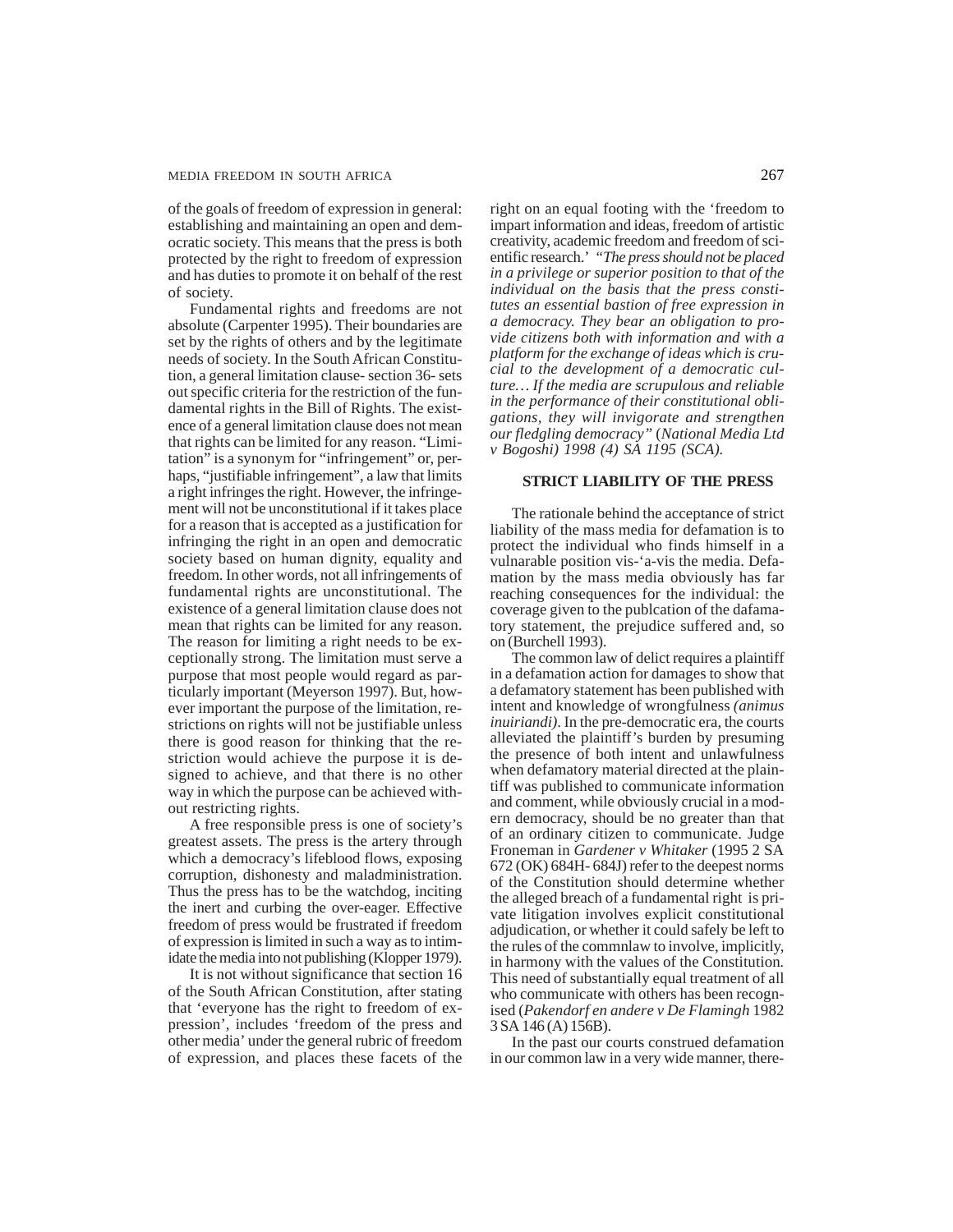of the goals of freedom of expression in general: establishing and maintaining an open and democratic society. This means that the press is both protected by the right to freedom of expression and has duties to promote it on behalf of the rest of society.

Fundamental rights and freedoms are not absolute (Carpenter 1995). Their boundaries are set by the rights of others and by the legitimate needs of society. In the South African Constitution, a general limitation clause- section 36- sets out specific criteria for the restriction of the fundamental rights in the Bill of Rights. The existence of a general limitation clause does not mean that rights can be limited for any reason. "Limitation" is a synonym for "infringement" or, perhaps, "justifiable infringement", a law that limits a right infringes the right. However, the infringement will not be unconstitutional if it takes place for a reason that is accepted as a justification for infringing the right in an open and democratic society based on human dignity, equality and freedom. In other words, not all infringements of fundamental rights are unconstitutional. The existence of a general limitation clause does not mean that rights can be limited for any reason. The reason for limiting a right needs to be exceptionally strong. The limitation must serve a purpose that most people would regard as particularly important (Meyerson 1997). But, however important the purpose of the limitation, restrictions on rights will not be justifiable unless there is good reason for thinking that the restriction would achieve the purpose it is designed to achieve, and that there is no other way in which the purpose can be achieved without restricting rights.

A free responsible press is one of society's greatest assets. The press is the artery through which a democracy's lifeblood flows, exposing corruption, dishonesty and maladministration. Thus the press has to be the watchdog, inciting the inert and curbing the over-eager. Effective freedom of press would be frustrated if freedom of expression is limited in such a way as to intimidate the media into not publishing (Klopper 1979).

It is not without significance that section 16 of the South African Constitution, after stating that 'everyone has the right to freedom of expression', includes 'freedom of the press and other media' under the general rubric of freedom of expression, and places these facets of the right on an equal footing with the 'freedom to impart information and ideas, freedom of artistic creativity, academic freedom and freedom of scientific research.' *"The press should not be placed in a privilege or superior position to that of the individual on the basis that the press constitutes an essential bastion of free expression in a democracy. They bear an obligation to provide citizens both with information and with a platform for the exchange of ideas which is crucial to the development of a democratic culture… If the media are scrupulous and reliable in the performance of their constitutional obligations, they will invigorate and strengthen our fledgling democracy"* (*National Media Ltd v Bogoshi) 1998 (4) SA 1195 (SCA).*

## STRICT LIABILITY OF THE PRESS

The rationale behind the acceptance of strict liability of the mass media for defamation is to protect the individual who finds himself in a vulnarable position vis-'a-vis the media. Defamation by the mass media obviously has far reaching consequences for the individual: the coverage given to the publcation of the dafamatory statement, the prejudice suffered and, so on (Burchell 1993).

The common law of delict requires a plaintiff in a defamation action for damages to show that a defamatory statement has been published with intent and knowledge of wrongfulness *(animus inuiriandi)*. In the pre-democratic era, the courts alleviated the plaintiff's burden by presuming the presence of both intent and unlawfulness when defamatory material directed at the plaintiff was published to communicate information and comment, while obviously crucial in a modern democracy, should be no greater than that of an ordinary citizen to communicate. Judge Froneman in *Gardener v Whitaker* (1995 2 SA 672 (OK) 684H- 684J) refer to the deepest norms of the Constitution should determine whether the alleged breach of a fundamental right is private litigation involves explicit constitutional adjudication, or whether it could safely be left to the rules of the commnlaw to involve, implicitly, in harmony with the values of the Constitution. This need of substantially equal treatment of all who communicate with others has been recognised (*Pakendorf en andere v De Flamingh* 1982 3 SA 146 (A) 156B).

In the past our courts construed defamation in our common law in a very wide manner, there-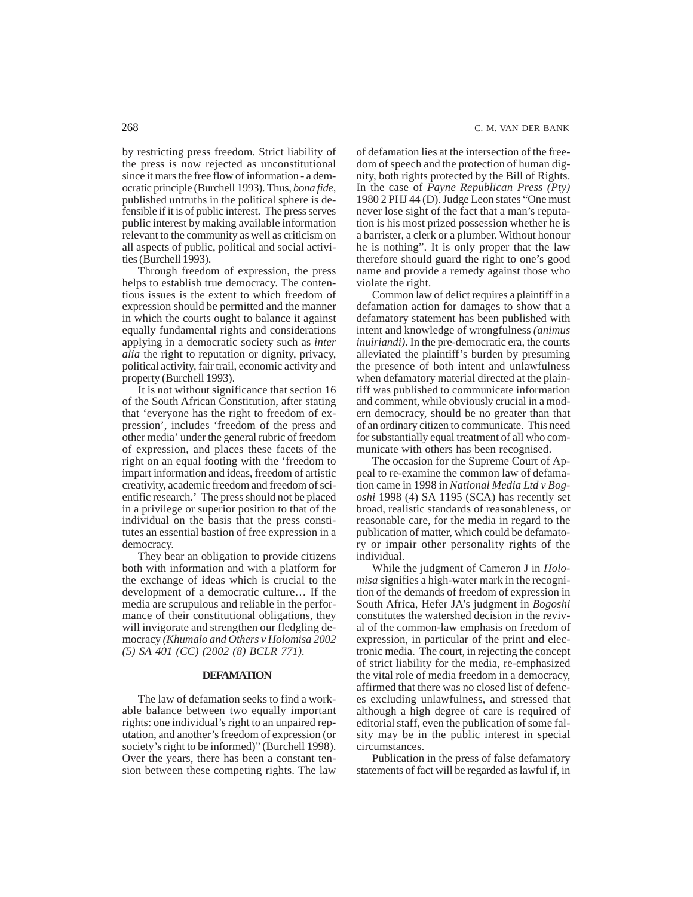by restricting press freedom. Strict liability of the press is now rejected as unconstitutional since it mars the free flow of information - a democratic principle (Burchell 1993). Thus, *bona fide*, published untruths in the political sphere is defensible if it is of public interest. The press serves public interest by making available information relevant to the community as well as criticism on all aspects of public, political and social activities (Burchell 1993).

Through freedom of expression, the press helps to establish true democracy. The contentious issues is the extent to which freedom of expression should be permitted and the manner in which the courts ought to balance it against equally fundamental rights and considerations applying in a democratic society such as *inter alia* the right to reputation or dignity, privacy, political activity, fair trail, economic activity and property (Burchell 1993).

It is not without significance that section 16 of the South African Constitution, after stating that 'everyone has the right to freedom of expression', includes 'freedom of the press and other media' under the general rubric of freedom of expression, and places these facets of the right on an equal footing with the 'freedom to impart information and ideas, freedom of artistic creativity, academic freedom and freedom of scientific research.' The press should not be placed in a privilege or superior position to that of the individual on the basis that the press constitutes an essential bastion of free expression in a democracy.

They bear an obligation to provide citizens both with information and with a platform for the exchange of ideas which is crucial to the development of a democratic culture… If the media are scrupulous and reliable in the performance of their constitutional obligations, they will invigorate and strengthen our fledgling democracy *(Khumalo and Others v Holomisa 2002 (5) SA 401 (CC) (2002 (8) BCLR 771)*.

## DEFAMATION

The law of defamation seeks to find a workable balance between two equally important rights: one individual's right to an unpaired reputation, and another's freedom of expression (or society's right to be informed)" (Burchell 1998). Over the years, there has been a constant tension between these competing rights. The law of defamation lies at the intersection of the freedom of speech and the protection of human dignity, both rights protected by the Bill of Rights. In the case of *Payne Republican Press (Pty)* 1980 2 PHJ 44 (D). Judge Leon states "One must never lose sight of the fact that a man's reputation is his most prized possession whether he is a barrister, a clerk or a plumber. Without honour he is nothing". It is only proper that the law therefore should guard the right to one's good name and provide a remedy against those who violate the right.

Common law of delict requires a plaintiff in a defamation action for damages to show that a defamatory statement has been published with intent and knowledge of wrongfulness *(animus inuiriandi)*. In the pre-democratic era, the courts alleviated the plaintiff's burden by presuming the presence of both intent and unlawfulness when defamatory material directed at the plaintiff was published to communicate information and comment, while obviously crucial in a modern democracy, should be no greater than that of an ordinary citizen to communicate. This need for substantially equal treatment of all who communicate with others has been recognised.

The occasion for the Supreme Court of Appeal to re-examine the common law of defamation came in 1998 in *National Media Ltd v Bogoshi* 1998 (4) SA 1195 (SCA) has recently set broad, realistic standards of reasonableness, or reasonable care, for the media in regard to the publication of matter, which could be defamatory or impair other personality rights of the individual.

While the judgment of Cameron J in *Holomisa* signifies a high-water mark in the recognition of the demands of freedom of expression in South Africa, Hefer JA's judgment in *Bogoshi* constitutes the watershed decision in the revival of the common-law emphasis on freedom of expression, in particular of the print and electronic media. The court, in rejecting the concept of strict liability for the media, re-emphasized the vital role of media freedom in a democracy, affirmed that there was no closed list of defences excluding unlawfulness, and stressed that although a high degree of care is required of editorial staff, even the publication of some falsity may be in the public interest in special circumstances.

Publication in the press of false defamatory statements of fact will be regarded as lawful if, in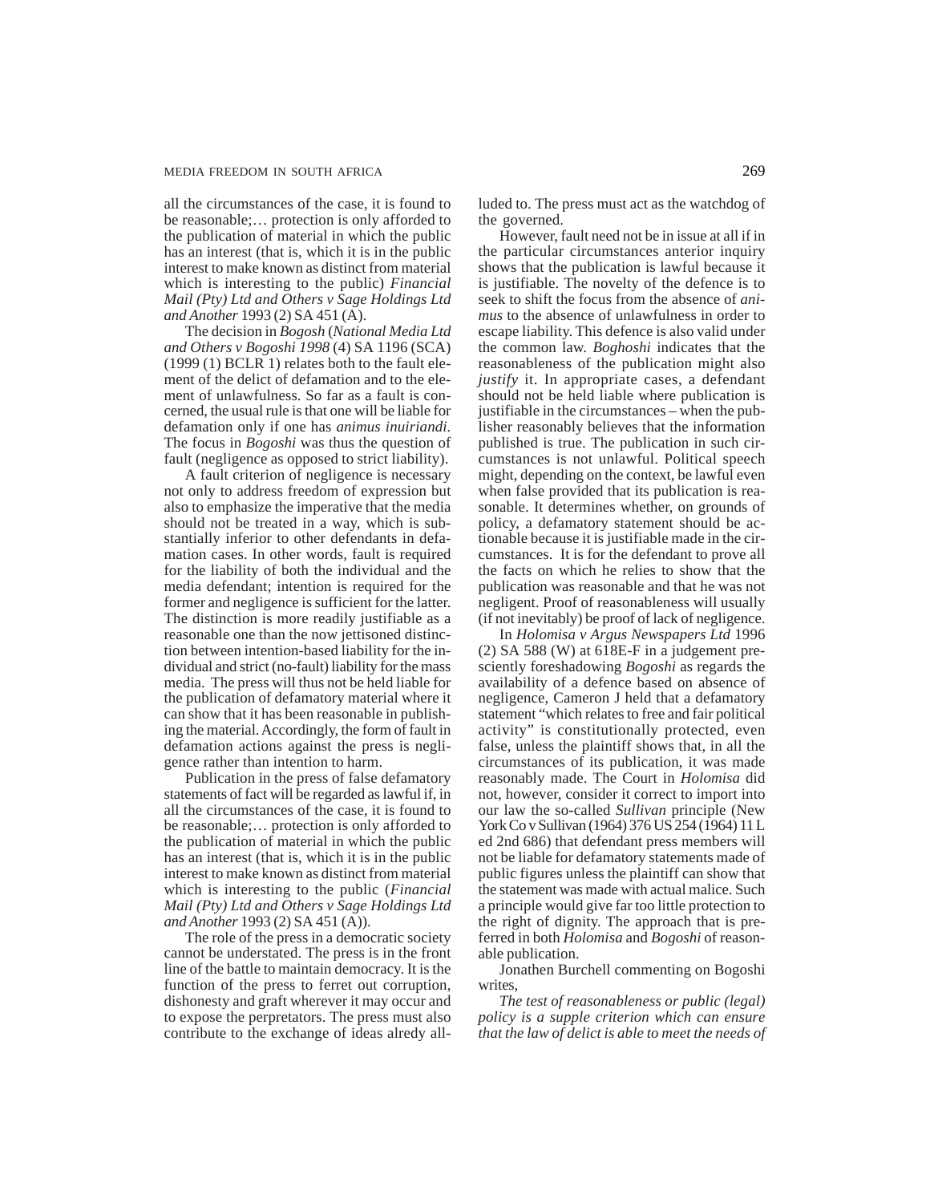all the circumstances of the case, it is found to be reasonable;… protection is only afforded to the publication of material in which the public has an interest (that is, which it is in the public interest to make known as distinct from material which is interesting to the public) *Financial Mail (Pty) Ltd and Others v Sage Holdings Ltd and Another* 1993 (2) SA 451 (A).

The decision in *Bogosh* (*National Media Ltd and Others v Bogoshi 1998* (4) SA 1196 (SCA) (1999 (1) BCLR 1) relates both to the fault element of the delict of defamation and to the element of unlawfulness. So far as a fault is concerned, the usual rule is that one will be liable for defamation only if one has *animus inuiriandi*. The focus in *Bogoshi* was thus the question of fault (negligence as opposed to strict liability).

A fault criterion of negligence is necessary not only to address freedom of expression but also to emphasize the imperative that the media should not be treated in a way, which is substantially inferior to other defendants in defamation cases. In other words, fault is required for the liability of both the individual and the media defendant; intention is required for the former and negligence is sufficient for the latter. The distinction is more readily justifiable as a reasonable one than the now jettisoned distinction between intention-based liability for the individual and strict (no-fault) liability for the mass media. The press will thus not be held liable for the publication of defamatory material where it can show that it has been reasonable in publishing the material. Accordingly, the form of fault in defamation actions against the press is negligence rather than intention to harm.

Publication in the press of false defamatory statements of fact will be regarded as lawful if, in all the circumstances of the case, it is found to be reasonable;… protection is only afforded to the publication of material in which the public has an interest (that is, which it is in the public interest to make known as distinct from material which is interesting to the public (*Financial Mail (Pty) Ltd and Others v Sage Holdings Ltd and Another* 1993 (2) SA 451 (A)).

The role of the press in a democratic society cannot be understated. The press is in the front line of the battle to maintain democracy. It is the function of the press to ferret out corruption, dishonesty and graft wherever it may occur and to expose the perpetrators. The press must also contribute to the exchange of ideas alredy alluded to. The press must act as the watchdog of the governed.

However, fault need not be in issue at all if in the particular circumstances anterior inquiry shows that the publication is lawful because it is justifiable. The novelty of the defence is to seek to shift the focus from the absence of *animus* to the absence of unlawfulness in order to escape liability. This defence is also valid under the common law. *Boghoshi* indicates that the reasonableness of the publication might also *justify* it. In appropriate cases, a defendant should not be held liable where publication is justifiable in the circumstances – when the publisher reasonably believes that the information published is true. The publication in such circumstances is not unlawful. Political speech might, depending on the context, be lawful even when false provided that its publication is reasonable. It determines whether, on grounds of policy, a defamatory statement should be actionable because it is justifiable made in the circumstances. It is for the defendant to prove all the facts on which he relies to show that the publication was reasonable and that he was not negligent. Proof of reasonableness will usually (if not inevitably) be proof of lack of negligence.

In *Holomisa v Argus Newspapers Ltd* 1996 (2) SA 588 (W) at 618E-F in a judgement presciently foreshadowing *Bogoshi* as regards the availability of a defence based on absence of negligence, Cameron J held that a defamatory statement "which relates to free and fair political activity" is constitutionally protected, even false, unless the plaintiff shows that, in all the circumstances of its publication, it was made reasonably made. The Court in *Holomisa* did not, however, consider it correct to import into our law the so-called *Sullivan* principle (New York Co v Sullivan (1964) 376 US 254 (1964) 11 L ed 2nd 686) that defendant press members will not be liable for defamatory statements made of public figures unless the plaintiff can show that the statement was made with actual malice. Such a principle would give far too little protection to the right of dignity. The approach that is preferred in both *Holomisa* and *Bogoshi* of reasonable publication.

Jonathen Burchell commenting on Bogoshi writes,

*The test of reasonableness or public (legal) policy is a supple criterion which can ensure that the law of delict is able to meet the needs of*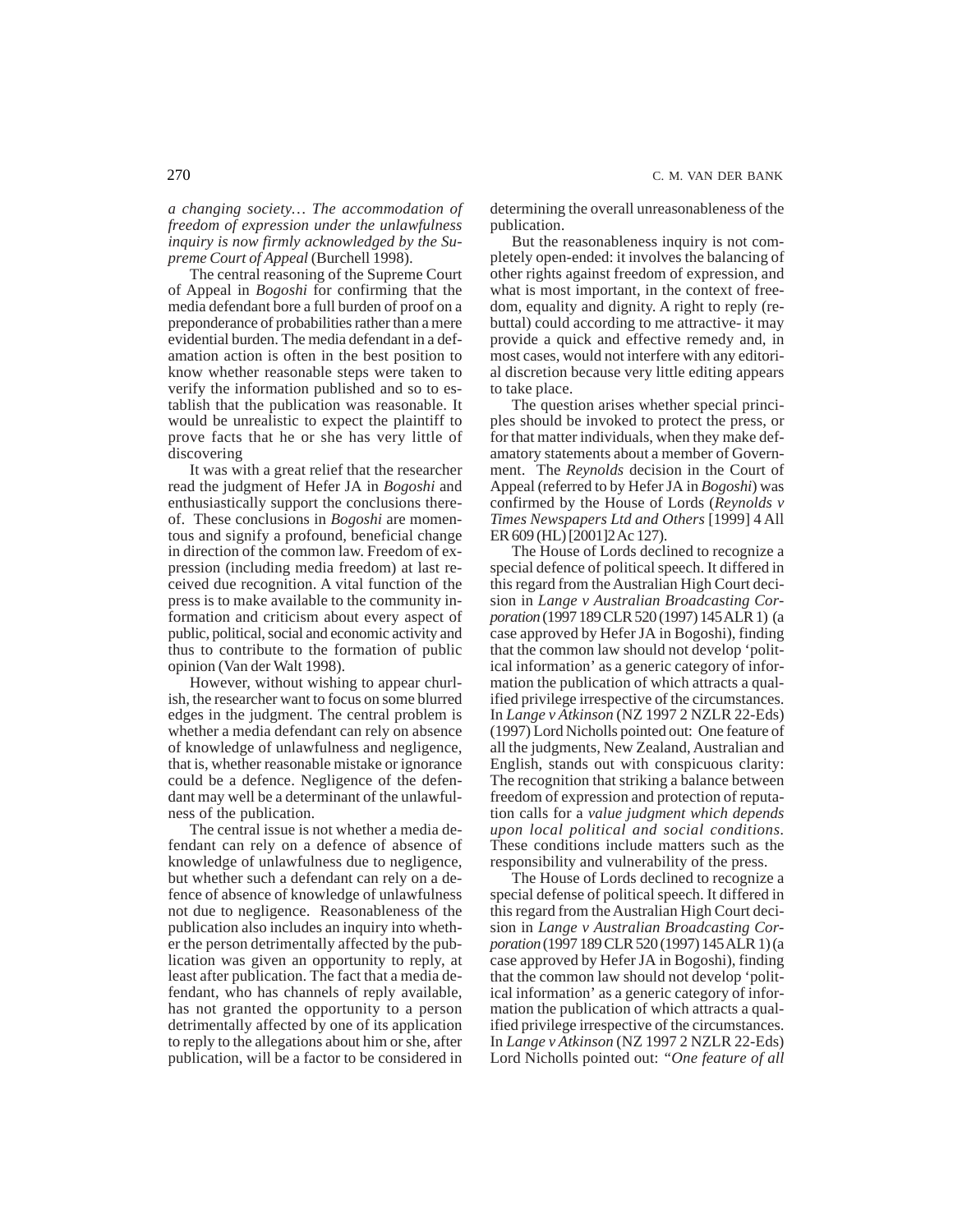*a changing society… The accommodation of freedom of expression under the unlawfulness inquiry is now firmly acknowledged by the Supreme Court of Appeal* (Burchell 1998).

The central reasoning of the Supreme Court of Appeal in *Bogoshi* for confirming that the media defendant bore a full burden of proof on a preponderance of probabilities rather than a mere evidential burden. The media defendant in a defamation action is often in the best position to know whether reasonable steps were taken to verify the information published and so to establish that the publication was reasonable. It would be unrealistic to expect the plaintiff to prove facts that he or she has very little of discovering

It was with a great relief that the researcher read the judgment of Hefer JA in *Bogoshi* and enthusiastically support the conclusions thereof. These conclusions in *Bogoshi* are momentous and signify a profound, beneficial change in direction of the common law. Freedom of expression (including media freedom) at last received due recognition. A vital function of the press is to make available to the community information and criticism about every aspect of public, political, social and economic activity and thus to contribute to the formation of public opinion (Van der Walt 1998).

However, without wishing to appear churlish, the researcher want to focus on some blurred edges in the judgment. The central problem is whether a media defendant can rely on absence of knowledge of unlawfulness and negligence, that is, whether reasonable mistake or ignorance could be a defence. Negligence of the defendant may well be a determinant of the unlawfulness of the publication.

The central issue is not whether a media defendant can rely on a defence of absence of knowledge of unlawfulness due to negligence, but whether such a defendant can rely on a defence of absence of knowledge of unlawfulness not due to negligence. Reasonableness of the publication also includes an inquiry into whether the person detrimentally affected by the publication was given an opportunity to reply, at least after publication. The fact that a media defendant, who has channels of reply available, has not granted the opportunity to a person detrimentally affected by one of its application to reply to the allegations about him or she, after publication, will be a factor to be considered in determining the overall unreasonableness of the publication.

But the reasonableness inquiry is not completely open-ended: it involves the balancing of other rights against freedom of expression, and what is most important, in the context of freedom, equality and dignity. A right to reply (rebuttal) could according to me attractive- it may provide a quick and effective remedy and, in most cases, would not interfere with any editorial discretion because very little editing appears to take place.

The question arises whether special principles should be invoked to protect the press, or for that matter individuals, when they make defamatory statements about a member of Government. The *Reynolds* decision in the Court of Appeal (referred to by Hefer JA in *Bogoshi*) was confirmed by the House of Lords (*Reynolds v Times Newspapers Ltd and Others* [1999] 4 All ER 609 (HL) [2001]2 Ac 127).

The House of Lords declined to recognize a special defence of political speech. It differed in this regard from the Australian High Court decision in *Lange v Australian Broadcasting Corporation* (1997 189 CLR 520 (1997) 145 ALR 1) (a case approved by Hefer JA in Bogoshi), finding that the common law should not develop 'political information' as a generic category of information the publication of which attracts a qualified privilege irrespective of the circumstances. In *Lange v Atkinson* (NZ 1997 2 NZLR 22-Eds) (1997) Lord Nicholls pointed out: One feature of all the judgments, New Zealand, Australian and English, stands out with conspicuous clarity: The recognition that striking a balance between freedom of expression and protection of reputation calls for a *value judgment which depends upon local political and social conditions*. These conditions include matters such as the responsibility and vulnerability of the press.

The House of Lords declined to recognize a special defense of political speech. It differed in this regard from the Australian High Court decision in *Lange v Australian Broadcasting Corporation* (1997 189 CLR 520 (1997) 145 ALR 1) (a case approved by Hefer JA in Bogoshi), finding that the common law should not develop 'political information' as a generic category of information the publication of which attracts a qualified privilege irrespective of the circumstances. In *Lange v Atkinson* (NZ 1997 2 NZLR 22-Eds) Lord Nicholls pointed out: *"One feature of all*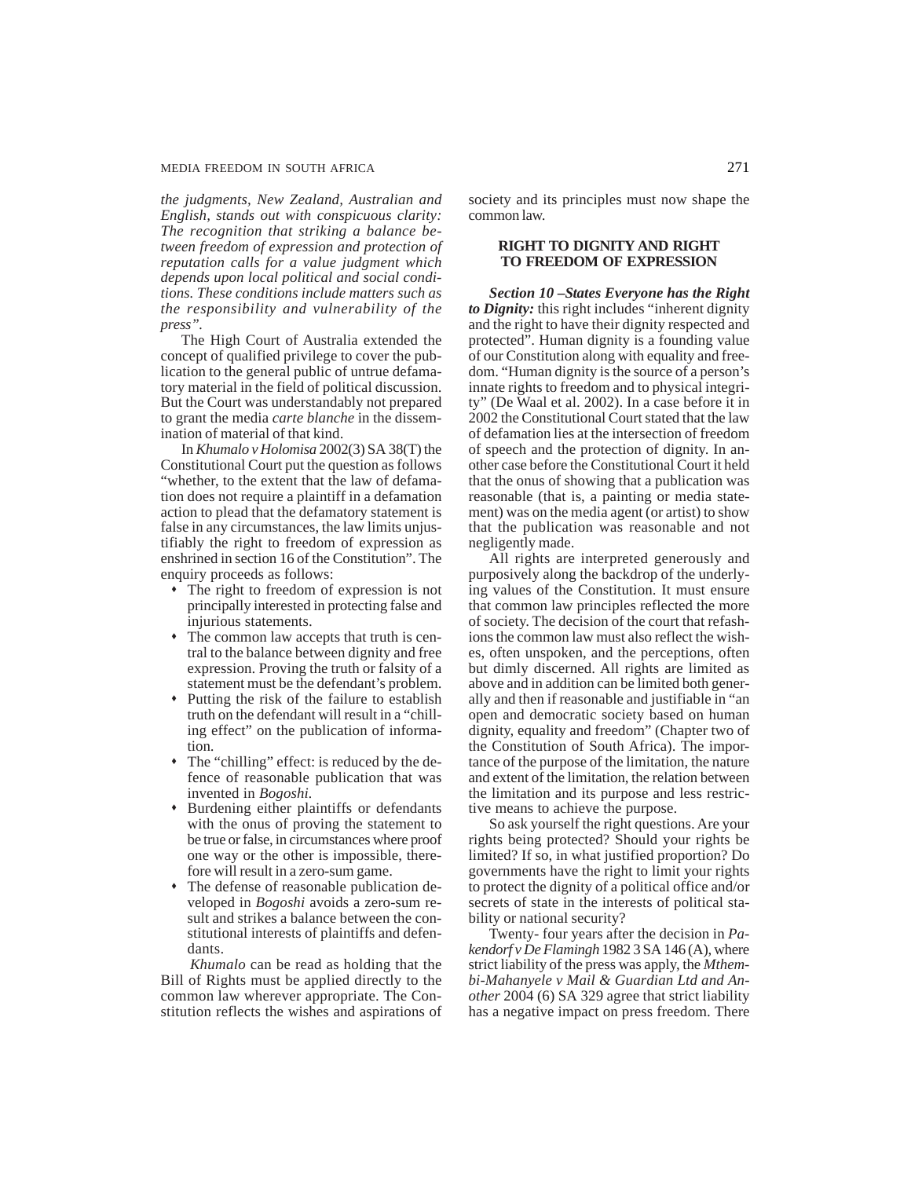*the judgments, New Zealand, Australian and English, stands out with conspicuous clarity: The recognition that striking a balance between freedom of expression and protection of reputation calls for a value judgment which depends upon local political and social conditions. These conditions include matters such as the responsibility and vulnerability of the press".*

The High Court of Australia extended the concept of qualified privilege to cover the publication to the general public of untrue defamatory material in the field of political discussion. But the Court was understandably not prepared to grant the media *carte blanche* in the dissemination of material of that kind.

In *Khumalo v Holomisa* 2002(3) SA 38(T) the Constitutional Court put the question as follows "whether, to the extent that the law of defamation does not require a plaintiff in a defamation action to plead that the defamatory statement is false in any circumstances, the law limits unjustifiably the right to freedom of expression as enshrined in section 16 of the Constitution". The enquiry proceeds as follows:

- The right to freedom of expression is not principally interested in protecting false and injurious statements.
- The common law accepts that truth is central to the balance between dignity and free expression. Proving the truth or falsity of a statement must be the defendant's problem.
- Putting the risk of the failure to establish truth on the defendant will result in a "chilling effect" on the publication of information.
- The "chilling" effect: is reduced by the defence of reasonable publication that was invented in *Bogoshi.*
- Burdening either plaintiffs or defendants with the onus of proving the statement to be true or false, in circumstances where proof one way or the other is impossible, therefore will result in a zero-sum game.
- The defense of reasonable publication developed in *Bogoshi* avoids a zero-sum result and strikes a balance between the constitutional interests of plaintiffs and defendants.

*Khumalo* can be read as holding that the Bill of Rights must be applied directly to the common law wherever appropriate. The Constitution reflects the wishes and aspirations of society and its principles must now shape the common law.

## RIGHT TO DIGNITY AND RIGHT TO FREEDOM OF EXPRESSION

***Section 10 –States Everyone has the Right to Dignity:*** this right includes "inherent dignity and the right to have their dignity respected and protected". Human dignity is a founding value of our Constitution along with equality and freedom. "Human dignity is the source of a person's innate rights to freedom and to physical integrity" (De Waal et al. 2002). In a case before it in 2002 the Constitutional Court stated that the law of defamation lies at the intersection of freedom of speech and the protection of dignity. In another case before the Constitutional Court it held that the onus of showing that a publication was reasonable (that is, a painting or media statement) was on the media agent (or artist) to show that the publication was reasonable and not negligently made.

All rights are interpreted generously and purposively along the backdrop of the underlying values of the Constitution. It must ensure that common law principles reflected the more of society. The decision of the court that refashions the common law must also reflect the wishes, often unspoken, and the perceptions, often but dimly discerned. All rights are limited as above and in addition can be limited both generally and then if reasonable and justifiable in "an open and democratic society based on human dignity, equality and freedom" (Chapter two of the Constitution of South Africa). The importance of the purpose of the limitation, the nature and extent of the limitation, the relation between the limitation and its purpose and less restrictive means to achieve the purpose.

So ask yourself the right questions. Are your rights being protected? Should your rights be limited? If so, in what justified proportion? Do governments have the right to limit your rights to protect the dignity of a political office and/or secrets of state in the interests of political stability or national security?

Twenty- four years after the decision in *Pakendorf v De Flamingh* 1982 3 SA 146 (A), where strict liability of the press was apply, the *Mthembi-Mahanyele v Mail & Guardian Ltd and Another* 2004 (6) SA 329 agree that strict liability has a negative impact on press freedom. There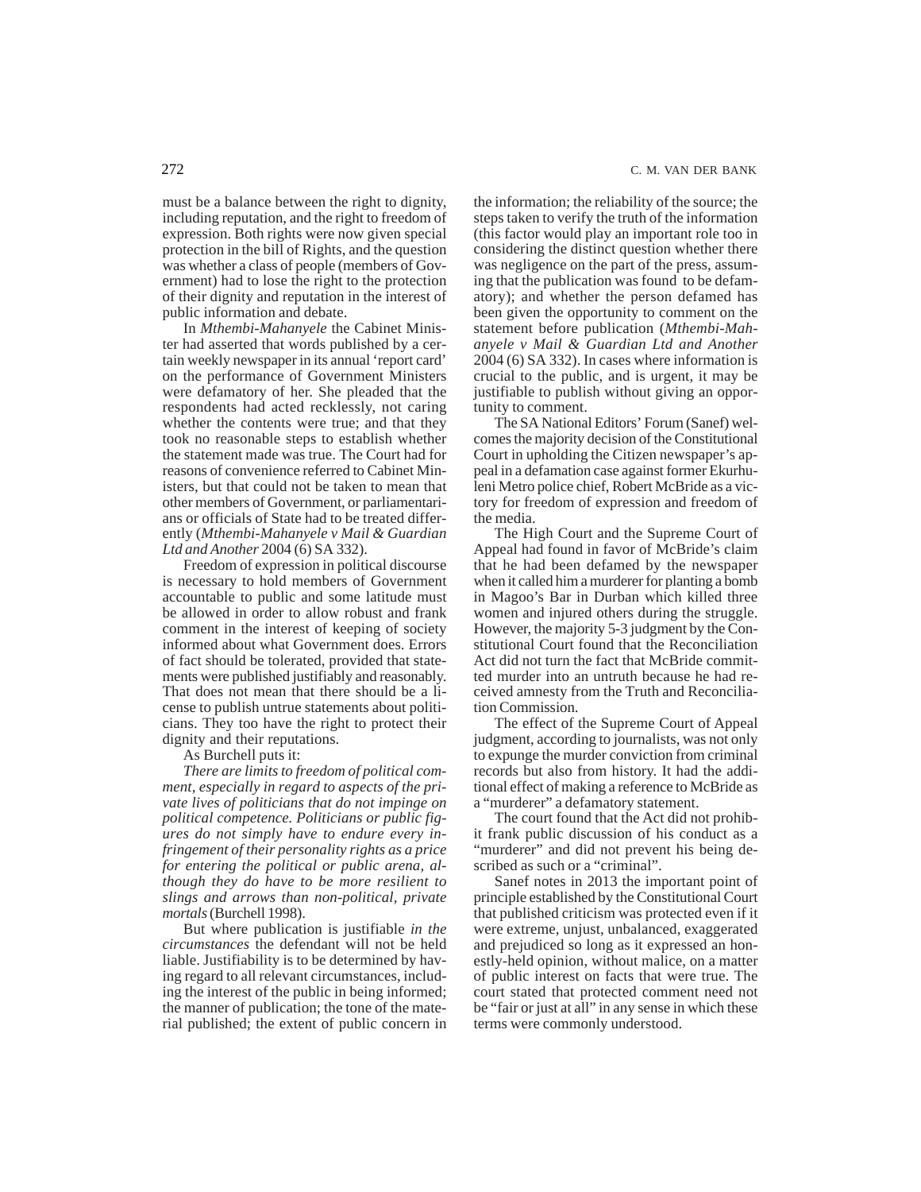must be a balance between the right to dignity, including reputation, and the right to freedom of expression. Both rights were now given special protection in the bill of Rights, and the question was whether a class of people (members of Government) had to lose the right to the protection of their dignity and reputation in the interest of public information and debate.

In *Mthembi-Mahanyele* the Cabinet Minister had asserted that words published by a certain weekly newspaper in its annual 'report card' on the performance of Government Ministers were defamatory of her. She pleaded that the respondents had acted recklessly, not caring whether the contents were true; and that they took no reasonable steps to establish whether the statement made was true. The Court had for reasons of convenience referred to Cabinet Ministers, but that could not be taken to mean that other members of Government, or parliamentarians or officials of State had to be treated differently (*Mthembi-Mahanyele v Mail & Guardian Ltd and Another* 2004 (6) SA 332).

Freedom of expression in political discourse is necessary to hold members of Government accountable to public and some latitude must be allowed in order to allow robust and frank comment in the interest of keeping of society informed about what Government does. Errors of fact should be tolerated, provided that statements were published justifiably and reasonably. That does not mean that there should be a license to publish untrue statements about politicians. They too have the right to protect their dignity and their reputations.

As Burchell puts it:

*There are limits to freedom of political comment, especially in regard to aspects of the private lives of politicians that do not impinge on political competence. Politicians or public figures do not simply have to endure every infringement of their personality rights as a price for entering the political or public arena, although they do have to be more resilient to slings and arrows than non-political, private mortals* (Burchell 1998).

But where publication is justifiable *in the circumstances* the defendant will not be held liable. Justifiability is to be determined by having regard to all relevant circumstances, including the interest of the public in being informed; the manner of publication; the tone of the material published; the extent of public concern in the information; the reliability of the source; the steps taken to verify the truth of the information (this factor would play an important role too in considering the distinct question whether there was negligence on the part of the press, assuming that the publication was found to be defamatory); and whether the person defamed has been given the opportunity to comment on the statement before publication (*Mthembi-Mahanyele v Mail & Guardian Ltd and Another* 2004 (6) SA 332). In cases where information is crucial to the public, and is urgent, it may be justifiable to publish without giving an opportunity to comment.

The SA National Editors' Forum (Sanef) welcomes the majority decision of the Constitutional Court in upholding the Citizen newspaper's appeal in a defamation case against former Ekurhuleni Metro police chief, Robert McBride as a victory for freedom of expression and freedom of the media.

The High Court and the Supreme Court of Appeal had found in favor of McBride's claim that he had been defamed by the newspaper when it called him a murderer for planting a bomb in Magoo's Bar in Durban which killed three women and injured others during the struggle. However, the majority 5-3 judgment by the Constitutional Court found that the Reconciliation Act did not turn the fact that McBride committed murder into an untruth because he had received amnesty from the Truth and Reconciliation Commission.

The effect of the Supreme Court of Appeal judgment, according to journalists, was not only to expunge the murder conviction from criminal records but also from history. It had the additional effect of making a reference to McBride as a "murderer" a defamatory statement.

The court found that the Act did not prohibit frank public discussion of his conduct as a "murderer" and did not prevent his being described as such or a "criminal".

Sanef notes in 2013 the important point of principle established by the Constitutional Court that published criticism was protected even if it were extreme, unjust, unbalanced, exaggerated and prejudiced so long as it expressed an honestly-held opinion, without malice, on a matter of public interest on facts that were true. The court stated that protected comment need not be "fair or just at all" in any sense in which these terms were commonly understood.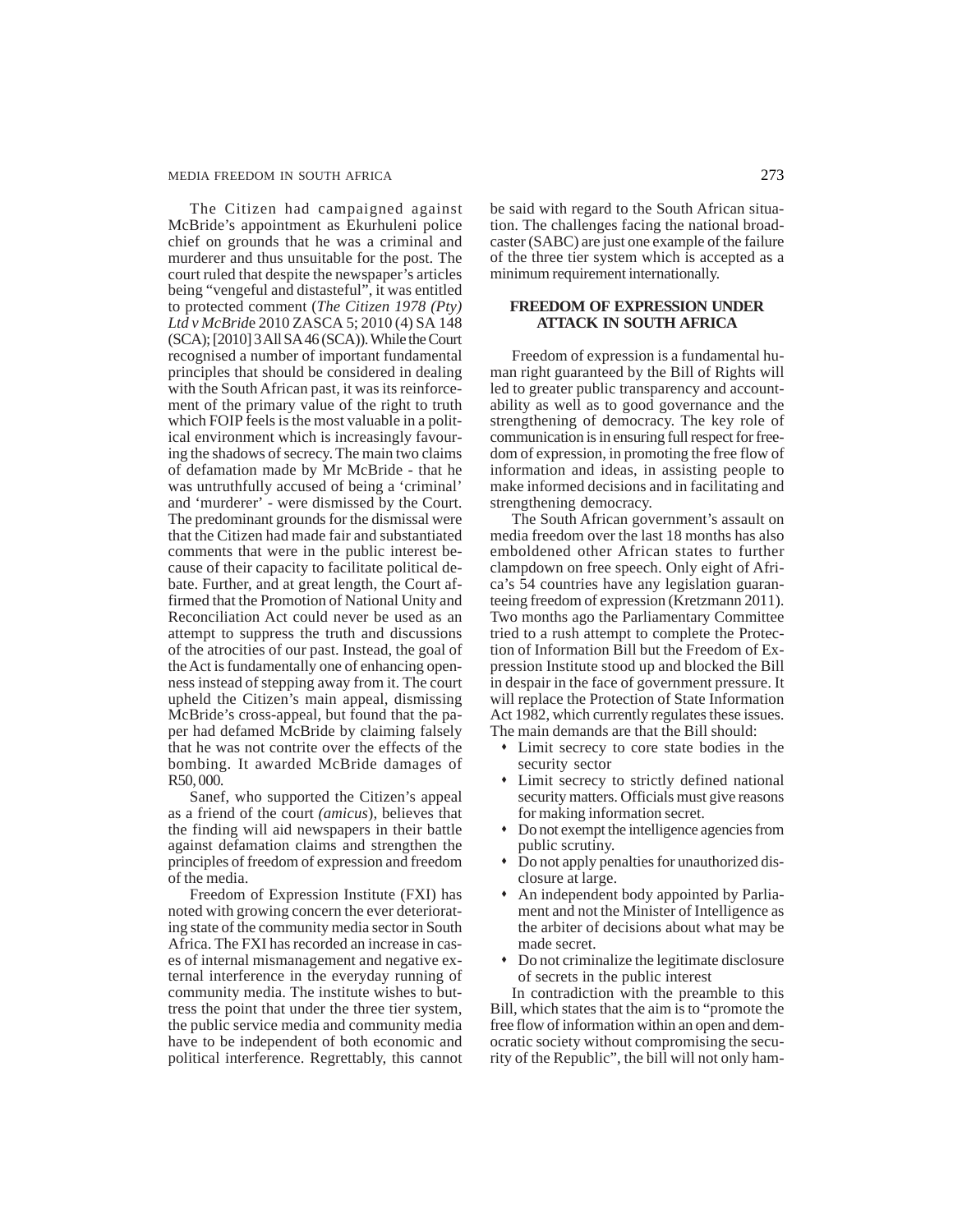The Citizen had campaigned against McBride's appointment as Ekurhuleni police chief on grounds that he was a criminal and murderer and thus unsuitable for the post. The court ruled that despite the newspaper's articles being "vengeful and distasteful", it was entitled to protected comment (*The Citizen 1978 (Pty) Ltd v McBride* 2010 ZASCA 5; 2010 (4) SA 148 (SCA); [2010] 3 All SA 46 (SCA)). While the Court recognised a number of important fundamental principles that should be considered in dealing with the South African past, it was its reinforcement of the primary value of the right to truth which FOIP feels is the most valuable in a political environment which is increasingly favouring the shadows of secrecy. The main two claims of defamation made by Mr McBride - that he was untruthfully accused of being a 'criminal' and 'murderer' - were dismissed by the Court. The predominant grounds for the dismissal were that the Citizen had made fair and substantiated comments that were in the public interest because of their capacity to facilitate political debate. Further, and at great length, the Court affirmed that the Promotion of National Unity and Reconciliation Act could never be used as an attempt to suppress the truth and discussions of the atrocities of our past. Instead, the goal of the Act is fundamentally one of enhancing openness instead of stepping away from it. The court upheld the Citizen's main appeal, dismissing McBride's cross-appeal, but found that the paper had defamed McBride by claiming falsely that he was not contrite over the effects of the bombing. It awarded McBride damages of R50, 000.

Sanef, who supported the Citizen's appeal as a friend of the court *(amicus*), believes that the finding will aid newspapers in their battle against defamation claims and strengthen the principles of freedom of expression and freedom of the media.

Freedom of Expression Institute (FXI) has noted with growing concern the ever deteriorating state of the community media sector in South Africa. The FXI has recorded an increase in cases of internal mismanagement and negative external interference in the everyday running of community media. The institute wishes to buttress the point that under the three tier system, the public service media and community media have to be independent of both economic and political interference. Regrettably, this cannot be said with regard to the South African situation. The challenges facing the national broadcaster (SABC) are just one example of the failure of the three tier system which is accepted as a minimum requirement internationally.

## FREEDOM OF EXPRESSION UNDER ATTACK IN SOUTH AFRICA

Freedom of expression is a fundamental human right guaranteed by the Bill of Rights will led to greater public transparency and accountability as well as to good governance and the strengthening of democracy. The key role of communication is in ensuring full respect for freedom of expression, in promoting the free flow of information and ideas, in assisting people to make informed decisions and in facilitating and strengthening democracy.

The South African government's assault on media freedom over the last 18 months has also emboldened other African states to further clampdown on free speech. Only eight of Africa's 54 countries have any legislation guaranteeing freedom of expression (Kretzmann 2011). Two months ago the Parliamentary Committee tried to a rush attempt to complete the Protection of Information Bill but the Freedom of Expression Institute stood up and blocked the Bill in despair in the face of government pressure. It will replace the Protection of State Information Act 1982, which currently regulates these issues. The main demands are that the Bill should:

- Limit secrecy to core state bodies in the security sector
- Limit secrecy to strictly defined national security matters. Officials must give reasons for making information secret.
- Do not exempt the intelligence agencies from public scrutiny.
- Do not apply penalties for unauthorized disclosure at large.
- An independent body appointed by Parliament and not the Minister of Intelligence as the arbiter of decisions about what may be made secret.
- Do not criminalize the legitimate disclosure of secrets in the public interest

In contradiction with the preamble to this Bill, which states that the aim is to "promote the free flow of information within an open and democratic society without compromising the security of the Republic", the bill will not only ham-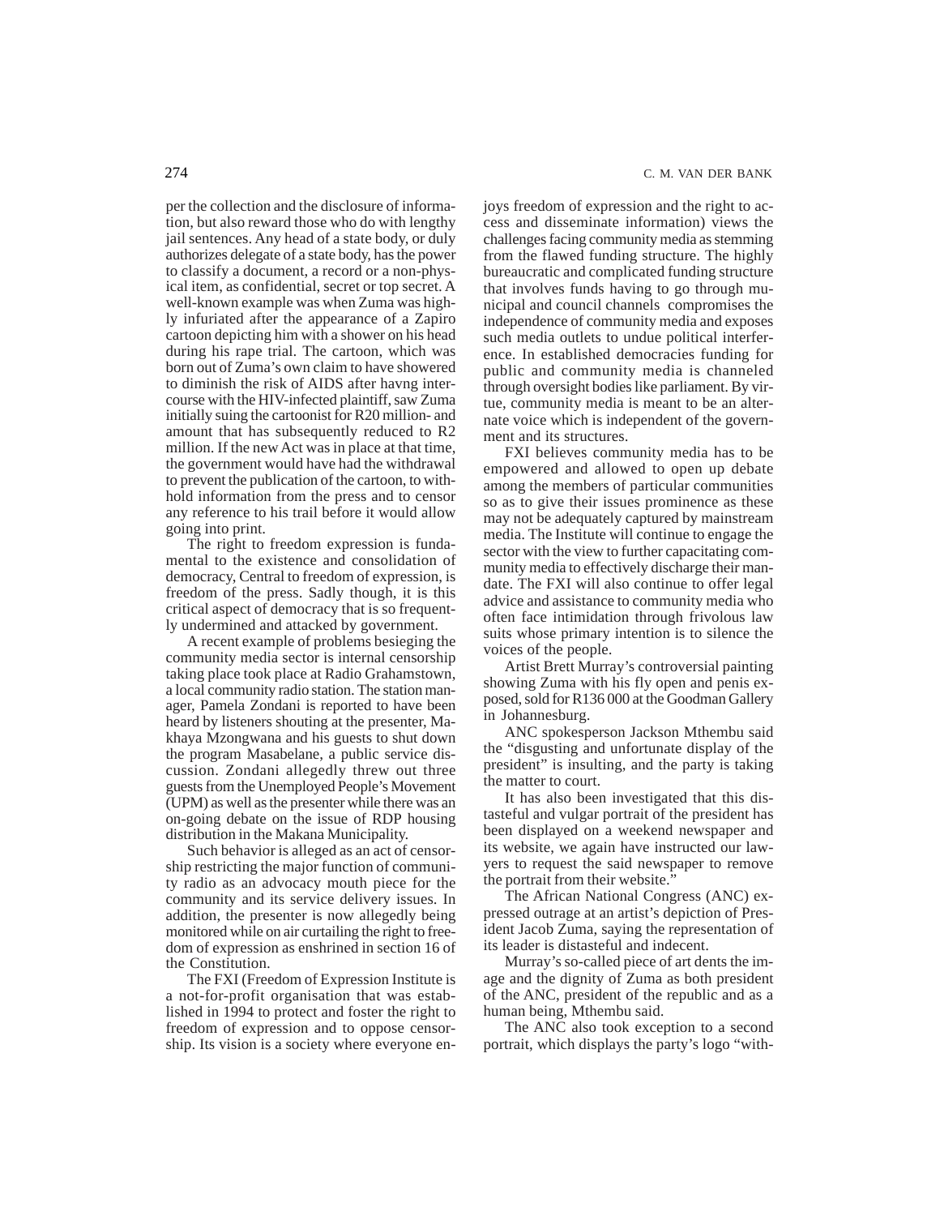per the collection and the disclosure of information, but also reward those who do with lengthy jail sentences. Any head of a state body, or duly authorizes delegate of a state body, has the power to classify a document, a record or a non-physical item, as confidential, secret or top secret. A well-known example was when Zuma was highly infuriated after the appearance of a Zapiro cartoon depicting him with a shower on his head during his rape trial. The cartoon, which was born out of Zuma's own claim to have showered to diminish the risk of AIDS after havng intercourse with the HIV-infected plaintiff, saw Zuma initially suing the cartoonist for R20 million- and amount that has subsequently reduced to R2 million. If the new Act was in place at that time, the government would have had the withdrawal to prevent the publication of the cartoon, to withhold information from the press and to censor any reference to his trail before it would allow going into print.

The right to freedom expression is fundamental to the existence and consolidation of democracy, Central to freedom of expression, is freedom of the press. Sadly though, it is this critical aspect of democracy that is so frequently undermined and attacked by government.

A recent example of problems besieging the community media sector is internal censorship taking place took place at Radio Grahamstown, a local community radio station. The station manager, Pamela Zondani is reported to have been heard by listeners shouting at the presenter, Makhaya Mzongwana and his guests to shut down the program Masabelane, a public service discussion. Zondani allegedly threw out three guests from the Unemployed People's Movement (UPM) as well as the presenter while there was an on-going debate on the issue of RDP housing distribution in the Makana Municipality.

Such behavior is alleged as an act of censorship restricting the major function of community radio as an advocacy mouth piece for the community and its service delivery issues. In addition, the presenter is now allegedly being monitored while on air curtailing the right to freedom of expression as enshrined in section 16 of the Constitution.

The FXI (Freedom of Expression Institute is a not-for-profit organisation that was established in 1994 to protect and foster the right to freedom of expression and to oppose censorship. Its vision is a society where everyone enjoys freedom of expression and the right to access and disseminate information) views the challenges facing community media as stemming from the flawed funding structure. The highly bureaucratic and complicated funding structure that involves funds having to go through municipal and council channels compromises the independence of community media and exposes such media outlets to undue political interference. In established democracies funding for public and community media is channeled through oversight bodies like parliament. By virtue, community media is meant to be an alternate voice which is independent of the government and its structures.

FXI believes community media has to be empowered and allowed to open up debate among the members of particular communities so as to give their issues prominence as these may not be adequately captured by mainstream media. The Institute will continue to engage the sector with the view to further capacitating community media to effectively discharge their mandate. The FXI will also continue to offer legal advice and assistance to community media who often face intimidation through frivolous law suits whose primary intention is to silence the voices of the people.

Artist Brett Murray's controversial painting showing Zuma with his fly open and penis exposed, sold for R136 000 at the Goodman Gallery in Johannesburg.

ANC spokesperson Jackson Mthembu said the "disgusting and unfortunate display of the president" is insulting, and the party is taking the matter to court.

It has also been investigated that this distasteful and vulgar portrait of the president has been displayed on a weekend newspaper and its website, we again have instructed our lawyers to request the said newspaper to remove the portrait from their website."

The African National Congress (ANC) expressed outrage at an artist's depiction of President Jacob Zuma, saying the representation of its leader is distasteful and indecent.

Murray's so-called piece of art dents the image and the dignity of Zuma as both president of the ANC, president of the republic and as a human being, Mthembu said.

The ANC also took exception to a second portrait, which displays the party's logo "with-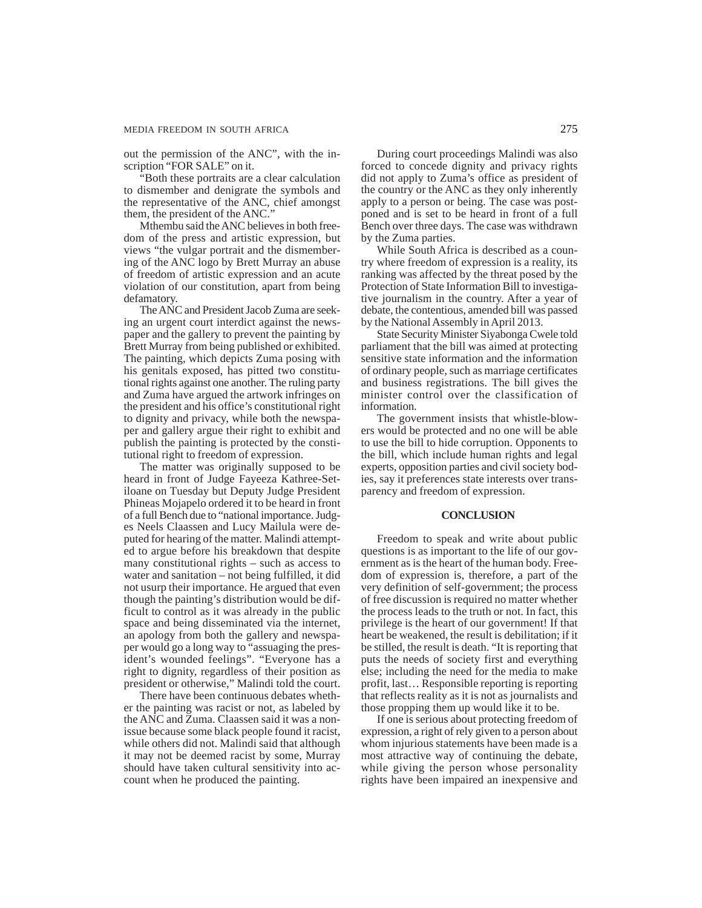out the permission of the ANC", with the inscription "FOR SALE" on it.

"Both these portraits are a clear calculation to dismember and denigrate the symbols and the representative of the ANC, chief amongst them, the president of the ANC."

Mthembu said the ANC believes in both freedom of the press and artistic expression, but views "the vulgar portrait and the dismembering of the ANC logo by Brett Murray an abuse of freedom of artistic expression and an acute violation of our constitution, apart from being defamatory.

The ANC and President Jacob Zuma are seeking an urgent court interdict against the newspaper and the gallery to prevent the painting by Brett Murray from being published or exhibited. The painting, which depicts Zuma posing with his genitals exposed, has pitted two constitutional rights against one another. The ruling party and Zuma have argued the artwork infringes on the president and his office's constitutional right to dignity and privacy, while both the newspaper and gallery argue their right to exhibit and publish the painting is protected by the constitutional right to freedom of expression.

The matter was originally supposed to be heard in front of Judge Fayeeza Kathree-Setiloane on Tuesday but Deputy Judge President Phineas Mojapelo ordered it to be heard in front of a full Bench due to "national importance. Judges Neels Claassen and Lucy Mailula were deputed for hearing of the matter. Malindi attempted to argue before his breakdown that despite many constitutional rights – such as access to water and sanitation – not being fulfilled, it did not usurp their importance. He argued that even though the painting's distribution would be difficult to control as it was already in the public space and being disseminated via the internet, an apology from both the gallery and newspaper would go a long way to "assuaging the president's wounded feelings". "Everyone has a right to dignity, regardless of their position as president or otherwise," Malindi told the court.

There have been continuous debates whether the painting was racist or not, as labeled by the ANC and Zuma. Claassen said it was a non-issue because some black people found it racist, while others did not. Malindi said that although it may not be deemed racist by some, Murray should have taken cultural sensitivity into account when he produced the painting.

During court proceedings Malindi was also forced to concede dignity and privacy rights did not apply to Zuma's office as president of the country or the ANC as they only inherently apply to a person or being. The case was postponed and is set to be heard in front of a full Bench over three days. The case was withdrawn by the Zuma parties.

While South Africa is described as a country where freedom of expression is a reality, its ranking was affected by the threat posed by the Protection of State Information Bill to investigative journalism in the country. After a year of debate, the contentious, amended bill was passed by the National Assembly in April 2013.

State Security Minister Siyabonga Cwele told parliament that the bill was aimed at protecting sensitive state information and the information of ordinary people, such as marriage certificates and business registrations. The bill gives the minister control over the classification of information.

The government insists that whistle-blowers would be protected and no one will be able to use the bill to hide corruption. Opponents to the bill, which include human rights and legal experts, opposition parties and civil society bodies, say it preferences state interests over transparency and freedom of expression.

## CONCLUSION

Freedom to speak and write about public questions is as important to the life of our government as is the heart of the human body. Freedom of expression is, therefore, a part of the very definition of self-government; the process of free discussion is required no matter whether the process leads to the truth or not. In fact, this privilege is the heart of our government! If that heart be weakened, the result is debilitation; if it be stilled, the result is death. "It is reporting that puts the needs of society first and everything else; including the need for the media to make profit, last… Responsible reporting is reporting that reflects reality as it is not as journalists and those propping them up would like it to be.

If one is serious about protecting freedom of expression, a right of rely given to a person about whom injurious statements have been made is a most attractive way of continuing the debate, while giving the person whose personality rights have been impaired an inexpensive and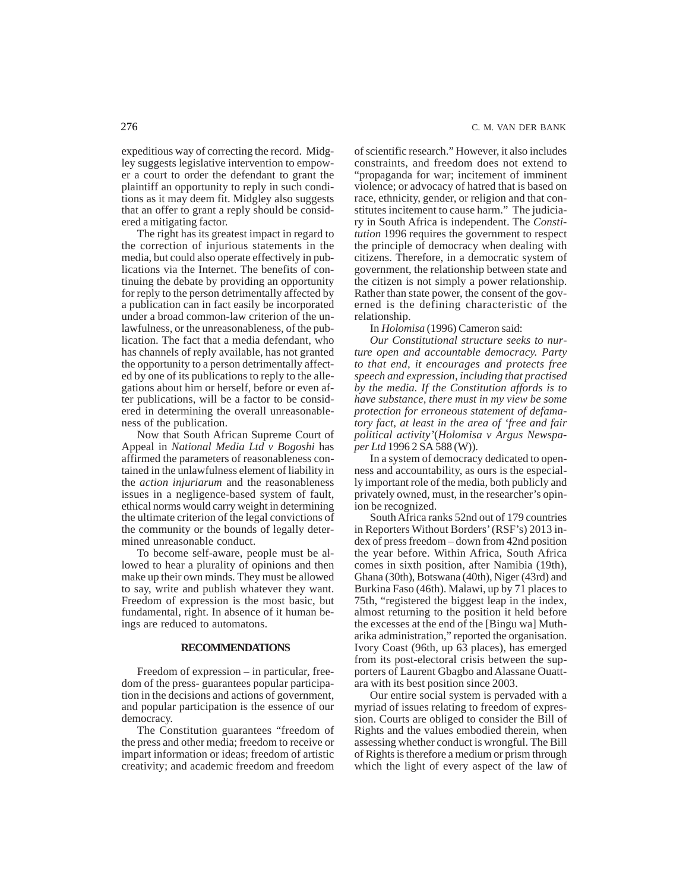expeditious way of correcting the record. Midgley suggests legislative intervention to empower a court to order the defendant to grant the plaintiff an opportunity to reply in such conditions as it may deem fit. Midgley also suggests that an offer to grant a reply should be considered a mitigating factor.

The right has its greatest impact in regard to the correction of injurious statements in the media, but could also operate effectively in publications via the Internet. The benefits of continuing the debate by providing an opportunity for reply to the person detrimentally affected by a publication can in fact easily be incorporated under a broad common-law criterion of the unlawfulness, or the unreasonableness, of the publication. The fact that a media defendant, who has channels of reply available, has not granted the opportunity to a person detrimentally affected by one of its publications to reply to the allegations about him or herself, before or even after publications, will be a factor to be considered in determining the overall unreasonableness of the publication.

Now that South African Supreme Court of Appeal in *National Media Ltd v Bogoshi* has affirmed the parameters of reasonableness contained in the unlawfulness element of liability in the *action injuriarum* and the reasonableness issues in a negligence-based system of fault, ethical norms would carry weight in determining the ultimate criterion of the legal convictions of the community or the bounds of legally determined unreasonable conduct.

To become self-aware, people must be allowed to hear a plurality of opinions and then make up their own minds. They must be allowed to say, write and publish whatever they want. Freedom of expression is the most basic, but fundamental, right. In absence of it human beings are reduced to automatons.

## RECOMMENDATIONS

Freedom of expression – in particular, freedom of the press- guarantees popular participation in the decisions and actions of government, and popular participation is the essence of our democracy.

The Constitution guarantees "freedom of the press and other media; freedom to receive or impart information or ideas; freedom of artistic creativity; and academic freedom and freedom of scientific research." However, it also includes constraints, and freedom does not extend to "propaganda for war; incitement of imminent violence; or advocacy of hatred that is based on race, ethnicity, gender, or religion and that constitutes incitement to cause harm." The judiciary in South Africa is independent. The *Constitution* 1996 requires the government to respect the principle of democracy when dealing with citizens. Therefore, in a democratic system of government, the relationship between state and the citizen is not simply a power relationship. Rather than state power, the consent of the governed is the defining characteristic of the relationship.

In *Holomisa* (1996) Cameron said:

*Our Constitutional structure seeks to nurture open and accountable democracy. Party to that end, it encourages and protects free speech and expression, including that practised by the media. If the Constitution affords is to have substance, there must in my view be some protection for erroneous statement of defamatory fact, at least in the area of 'free and fair political activity'*(*Holomisa v Argus Newspaper Ltd* 1996 2 SA 588 (W)).

In a system of democracy dedicated to openness and accountability, as ours is the especially important role of the media, both publicly and privately owned, must, in the researcher's opinion be recognized.

South Africa ranks 52nd out of 179 countries in Reporters Without Borders' (RSF's) 2013 index of press freedom – down from 42nd position the year before. Within Africa, South Africa comes in sixth position, after Namibia (19th), Ghana (30th), Botswana (40th), Niger (43rd) and Burkina Faso (46th). Malawi, up by 71 places to 75th, "registered the biggest leap in the index, almost returning to the position it held before the excesses at the end of the [Bingu wa] Mutharika administration," reported the organisation. Ivory Coast (96th, up 63 places), has emerged from its post-electoral crisis between the supporters of Laurent Gbagbo and Alassane Ouattara with its best position since 2003.

Our entire social system is pervaded with a myriad of issues relating to freedom of expression. Courts are obliged to consider the Bill of Rights and the values embodied therein, when assessing whether conduct is wrongful. The Bill of Rights is therefore a medium or prism through which the light of every aspect of the law of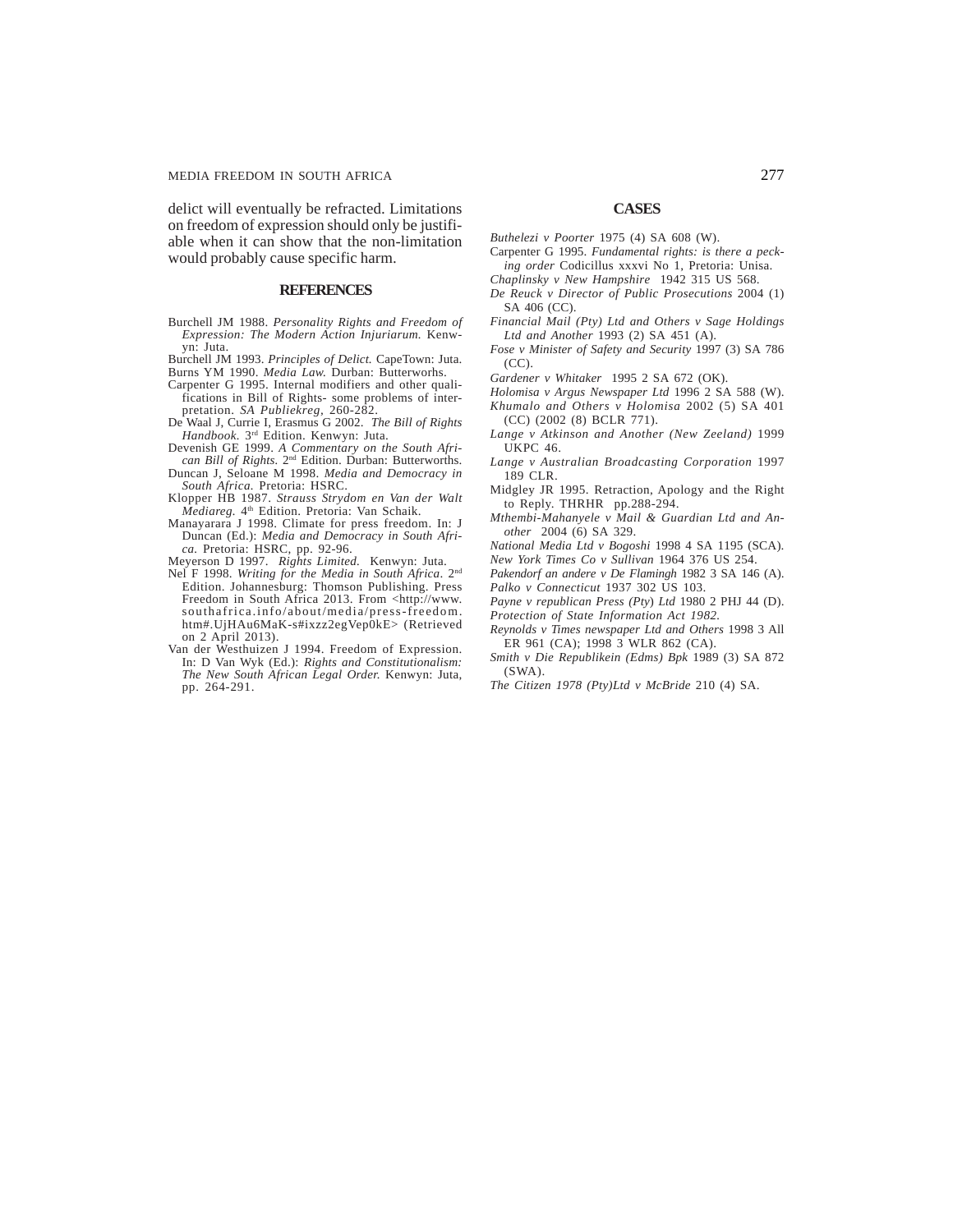delict will eventually be refracted. Limitations on freedom of expression should only be justifiable when it can show that the non-limitation would probably cause specific harm.

## REFERENCES

Burchell JM 1988. *Personality Rights and Freedom of Expression: The Modern Action Injuriarum.* Kenwyn: Juta.

Burchell JM 1993. *Principles of Delict.* CapeTown: Juta.

Burns YM 1990. *Media Law.* Durban: Butterworhs.

Carpenter G 1995. Internal modifiers and other qualifications in Bill of Rights- some problems of interpretation. *SA Publiekreg*, 260-282.

De Waal J, Currie I, Erasmus G 2002. *The Bill of Rights Handbook.* 3rd Edition. Kenwyn: Juta.

Devenish GE 1999. *A Commentary on the South African Bill of Rights.* 2nd Edition. Durban: Butterworths.

Duncan J, Seloane M 1998. *Media and Democracy in South Africa.* Pretoria: HSRC.

Klopper HB 1987. *Strauss Strydom en Van der Walt Mediareg.* 4th Edition. Pretoria: Van Schaik.

Manayarara J 1998. Climate for press freedom. In: J Duncan (Ed.): *Media and Democracy in South Africa.* Pretoria: HSRC, pp. 92-96.

Meyerson D 1997. *Rights Limited.* Kenwyn: Juta.

Nel F 1998. *Writing for the Media in South Africa.* 2nd Edition. Johannesburg: Thomson Publishing. Press Freedom in South Africa 2013. From <http://www.southafrica.info/about/media/press-freedom.htm#.UjHAu6MaK-s#ixzz2egVep0kE> (Retrieved on 2 April 2013).

Van der Westhuizen J 1994. Freedom of Expression. In: D Van Wyk (Ed.): *Rights and Constitutionalism: The New South African Legal Order.* Kenwyn: Juta, pp. 264-291.

## CASES

*Buthelezi v Poorter* 1975 (4) SA 608 (W).

Carpenter G 1995. *Fundamental rights: is there a pecking order* Codicillus xxxvi No 1, Pretoria: Unisa.

*Chaplinsky v New Hampshire* 1942 315 US 568.

*De Reuck v Director of Public Prosecutions* 2004 (1) SA 406 (CC).

*Financial Mail (Pty) Ltd and Others v Sage Holdings Ltd and Another* 1993 (2) SA 451 (A).

*Fose v Minister of Safety and Security* 1997 (3) SA 786 (CC).

*Gardener v Whitaker* 1995 2 SA 672 (OK).

*Holomisa v Argus Newspaper Ltd* 1996 2 SA 588 (W).

*Khumalo and Others v Holomisa* 2002 (5) SA 401 (CC) (2002 (8) BCLR 771).

*Lange v Atkinson and Another (New Zeeland)* 1999 UKPC 46.

*Lange v Australian Broadcasting Corporation* 1997 189 CLR.

Midgley JR 1995. Retraction, Apology and the Right to Reply. THRHR pp.288-294.

*Mthembi-Mahanyele v Mail & Guardian Ltd and Another* 2004 (6) SA 329.

*National Media Ltd v Bogoshi* 1998 4 SA 1195 (SCA).

*New York Times Co v Sullivan* 1964 376 US 254.

*Pakendorf an andere v De Flamingh* 1982 3 SA 146 (A).

*Palko v Connecticut* 1937 302 US 103.

*Payne v republican Press (Pty) Ltd* 1980 2 PHJ 44 (D).

*Protection of State Information Act 1982.*

*Reynolds v Times newspaper Ltd and Others* 1998 3 All ER 961 (CA); 1998 3 WLR 862 (CA).

*Smith v Die Republikein (Edms) Bpk* 1989 (3) SA 872 (SWA).

*The Citizen 1978 (Pty)Ltd v McBride* 210 (4) SA.